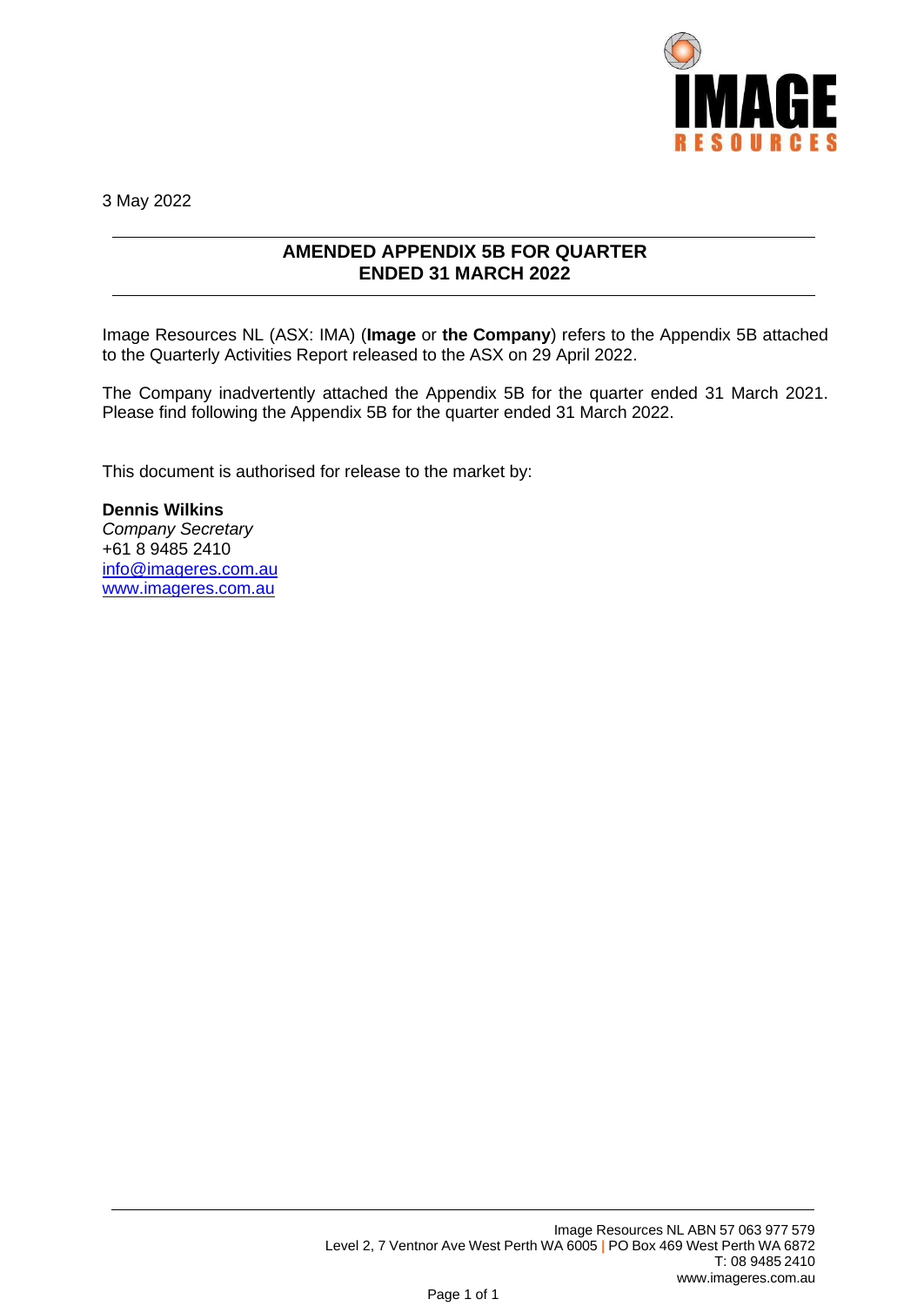3 May 2022

## AMENDED APPENDIX 5B FOR QUARTER ENDED 31 MARCH 2022

Image Resources NL (ASX: IMA) (**Image** or **the Company**) refers to the Appendix 5B attached to the Quarterly Activities Report released to the ASX on 29 April 2022.

The Company inadvertently attached the Appendix 5B for the quarter ended 31 March 2021. Please find following the Appendix 5B for the quarter ended 31 March 2022.

This document is authorised for release to the market by:

**Dennis Wilkins**
*Company Secretary*
+61 8 9485 2410
info@imageres.com.au
www.imageres.com.au

Image Resources NL ABN 57 063 977 579
Level 2, 7 Ventnor Ave West Perth WA 6005 | PO Box 469 West Perth WA 6872
T: 08 9485 2410
www.imageres.com.au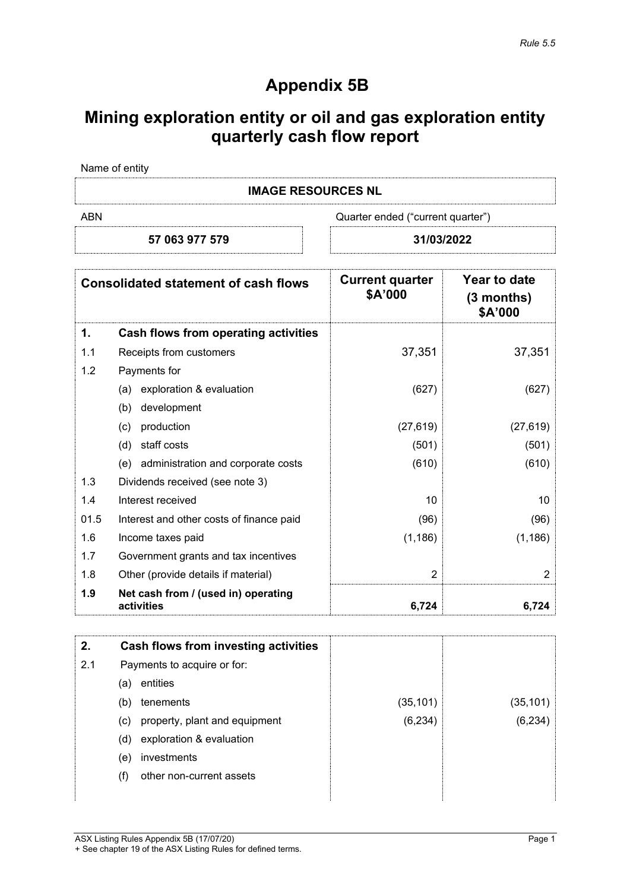*Rule 5.5*

# Appendix 5B

# Mining exploration entity or oil and gas exploration entity quarterly cash flow report

Name of entity

| IMAGE RESOURCES NL | |
|---|---|
| ABN | Quarter ended ("current quarter") |
| 57 063 977 579 | 31/03/2022 |

| Consolidated statement of cash flows | | Current quarter $A'000 | Year to date (3 months) $A'000 |
|---|---|---|---|
| **1.** | **Cash flows from operating activities** | | |
| 1.1 | Receipts from customers | 37,351 | 37,351 |
| 1.2 | Payments for | | |
| | (a) exploration & evaluation | (627) | (627) |
| | (b) development | | |
| | (c) production | (27,619) | (27,619) |
| | (d) staff costs | (501) | (501) |
| | (e) administration and corporate costs | (610) | (610) |
| 1.3 | Dividends received (see note 3) | | |
| 1.4 | Interest received | 10 | 10 |
| 01.5 | Interest and other costs of finance paid | (96) | (96) |
| 1.6 | Income taxes paid | (1,186) | (1,186) |
| 1.7 | Government grants and tax incentives | | |
| 1.8 | Other (provide details if material) | 2 | 2 |
| **1.9** | **Net cash from / (used in) operating activities** | **6,724** | **6,724** |

| | | | |
|---|---|---|---|
| **2.** | **Cash flows from investing activities** | | |
| 2.1 | Payments to acquire or for: | | |
| | (a) entities | | |
| | (b) tenements | (35,101) | (35,101) |
| | (c) property, plant and equipment | (6,234) | (6,234) |
| | (d) exploration & evaluation | | |
| | (e) investments | | |
| | (f) other non-current assets | | |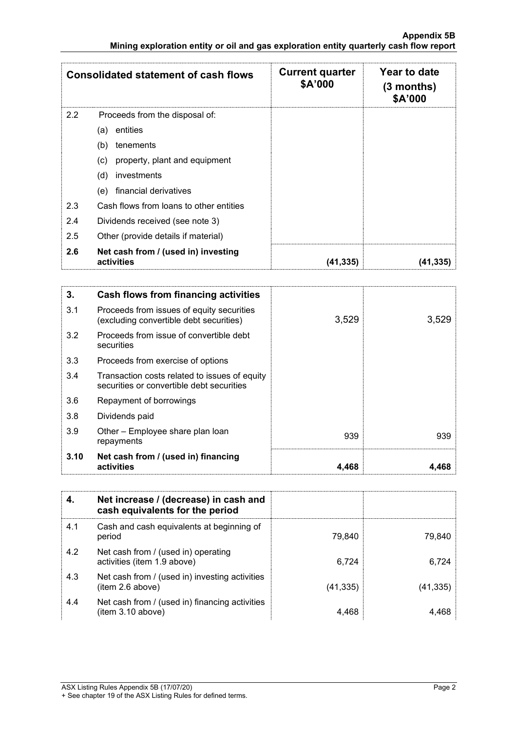| Consolidated statement of cash flows | | Current quarter $A'000 | Year to date (3 months) $A'000 |
|---|---|---|---|
| 2.2 | Proceeds from the disposal of: | | |
| | (a) entities | | |
| | (b) tenements | | |
| | (c) property, plant and equipment | | |
| | (d) investments | | |
| | (e) financial derivatives | | |
| 2.3 | Cash flows from loans to other entities | | |
| 2.4 | Dividends received (see note 3) | | |
| 2.5 | Other (provide details if material) | | |
| **2.6** | **Net cash from / (used in) investing activities** | **(41,335)** | **(41,335)** |

| **3.** | **Cash flows from financing activities** | | |
|---|---|---|---|
| 3.1 | Proceeds from issues of equity securities (excluding convertible debt securities) | 3,529 | 3,529 |
| 3.2 | Proceeds from issue of convertible debt securities | | |
| 3.3 | Proceeds from exercise of options | | |
| 3.4 | Transaction costs related to issues of equity securities or convertible debt securities | | |
| 3.6 | Repayment of borrowings | | |
| 3.8 | Dividends paid | | |
| 3.9 | Other – Employee share plan loan repayments | 939 | 939 |
| **3.10** | **Net cash from / (used in) financing activities** | **4,468** | **4,468** |

| **4.** | **Net increase / (decrease) in cash and cash equivalents for the period** | | |
|---|---|---|---|
| 4.1 | Cash and cash equivalents at beginning of period | 79,840 | 79,840 |
| 4.2 | Net cash from / (used in) operating activities (item 1.9 above) | 6,724 | 6,724 |
| 4.3 | Net cash from / (used in) investing activities (item 2.6 above) | (41,335) | (41,335) |
| 4.4 | Net cash from / (used in) financing activities (item 3.10 above) | 4,468 | 4,468 |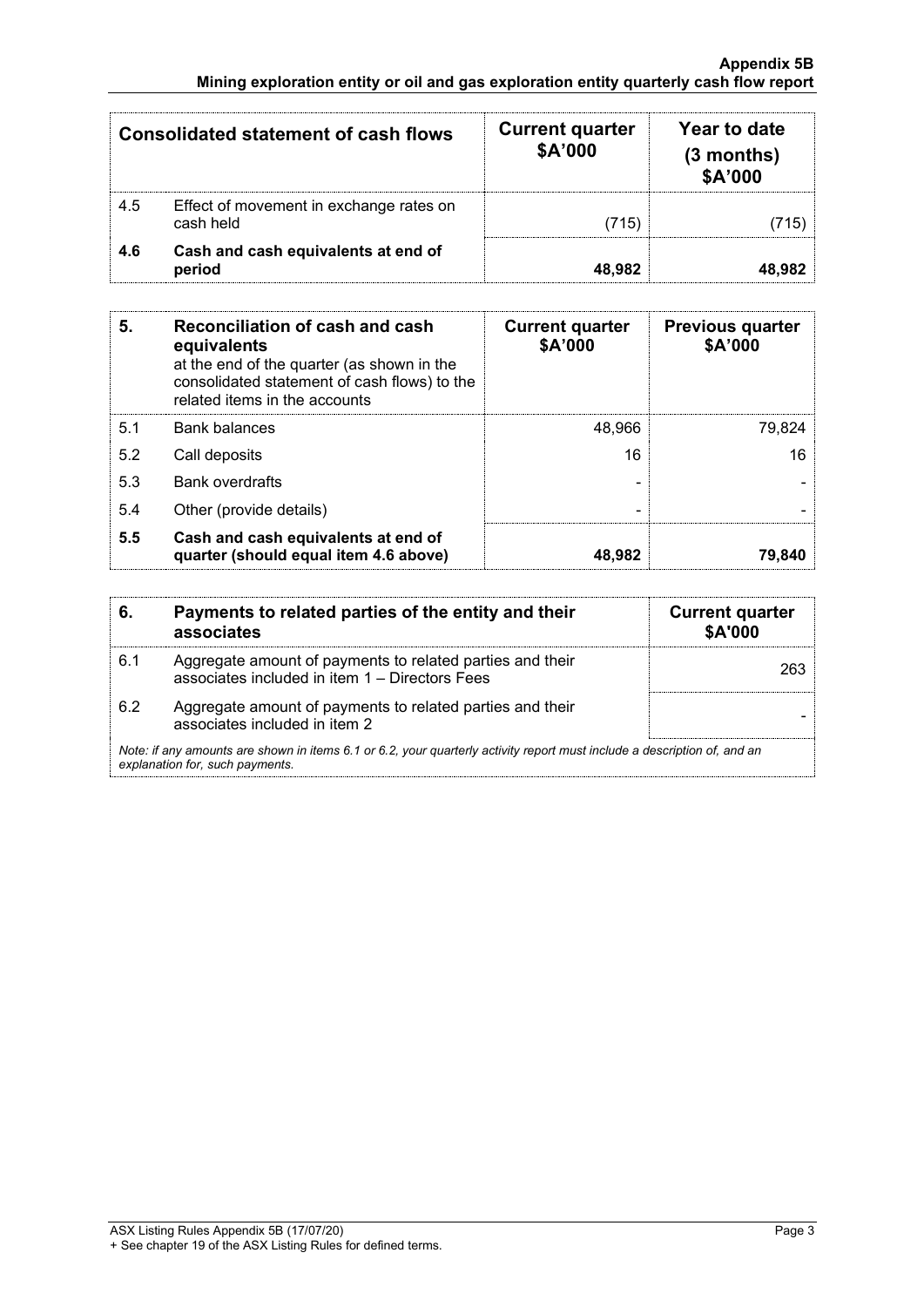| Consolidated statement of cash flows | | Current quarter \$A'000 | Year to date (3 months) \$A'000 |
|---|---|---|---|
| 4.5 | Effect of movement in exchange rates on cash held | (715) | (715) |
| **4.6** | **Cash and cash equivalents at end of period** | **48,982** | **48,982** |

| **5.** | **Reconciliation of cash and cash equivalents** at the end of the quarter (as shown in the consolidated statement of cash flows) to the related items in the accounts | **Current quarter \$A'000** | **Previous quarter \$A'000** |
|---|---|---|---|
| 5.1 | Bank balances | 48,966 | 79,824 |
| 5.2 | Call deposits | 16 | 16 |
| 5.3 | Bank overdrafts | - | - |
| 5.4 | Other (provide details) | - | - |
| **5.5** | **Cash and cash equivalents at end of quarter (should equal item 4.6 above)** | **48,982** | **79,840** |

| **6.** | **Payments to related parties of the entity and their associates** | **Current quarter \$A'000** |
|---|---|---|
| 6.1 | Aggregate amount of payments to related parties and their associates included in item 1 – Directors Fees | 263 |
| 6.2 | Aggregate amount of payments to related parties and their associates included in item 2 | - |

*Note: if any amounts are shown in items 6.1 or 6.2, your quarterly activity report must include a description of, and an explanation for, such payments.*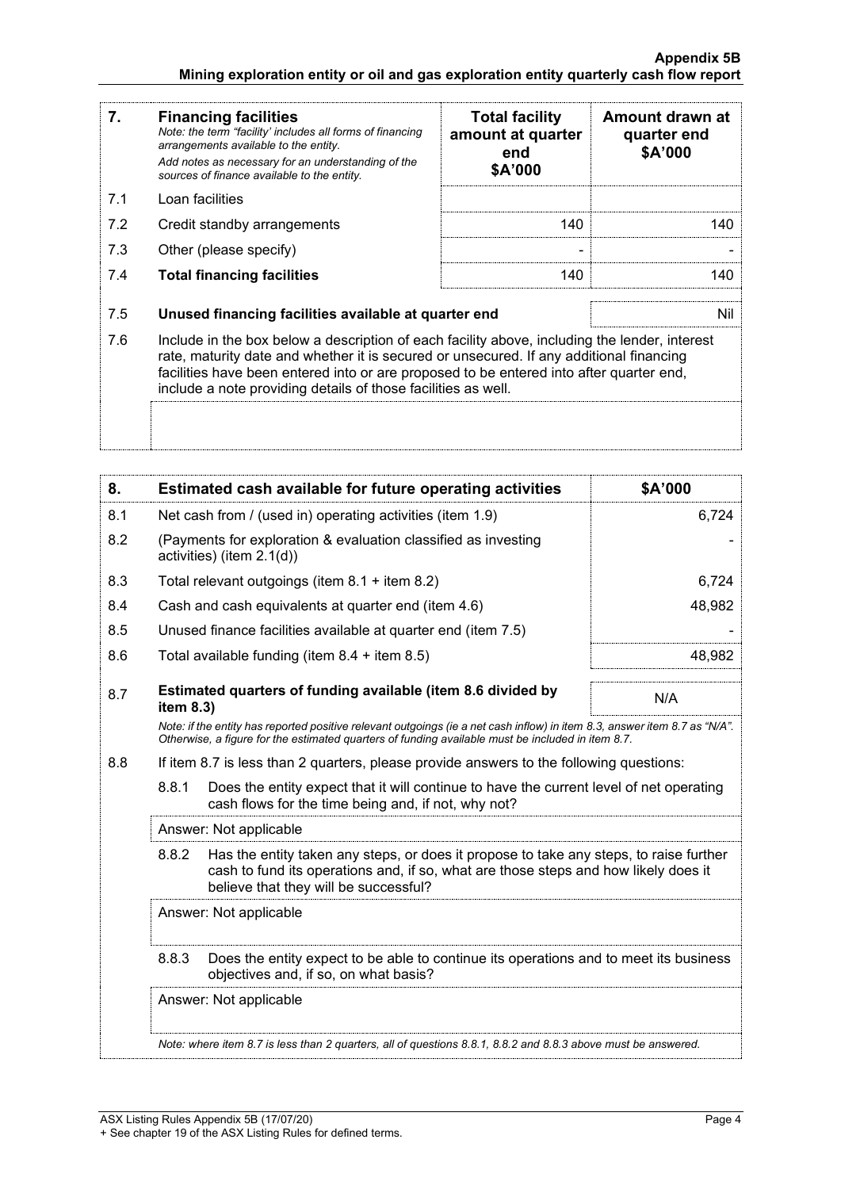| 7. | **Financing facilities** <br> *Note: the term "facility' includes all forms of financing arrangements available to the entity.* <br> *Add notes as necessary for an understanding of the sources of finance available to the entity.* | **Total facility amount at quarter end \$A'000** | **Amount drawn at quarter end \$A'000** |
|---|---|---|---|
| 7.1 | Loan facilities | | |
| 7.2 | Credit standby arrangements | 140 | 140 |
| 7.3 | Other (please specify) | - | - |
| 7.4 | **Total financing facilities** | 140 | 140 |
| 7.5 | **Unused financing facilities available at quarter end** | | Nil |
| 7.6 | Include in the box below a description of each facility above, including the lender, interest rate, maturity date and whether it is secured or unsecured. If any additional financing facilities have been entered into or are proposed to be entered into after quarter end, include a note providing details of those facilities as well. | | |

| 8. | **Estimated cash available for future operating activities** | **\$A'000** |
|---|---|---|
| 8.1 | Net cash from / (used in) operating activities (item 1.9) | 6,724 |
| 8.2 | (Payments for exploration & evaluation classified as investing activities) (item 2.1(d)) | - |
| 8.3 | Total relevant outgoings (item 8.1 + item 8.2) | 6,724 |
| 8.4 | Cash and cash equivalents at quarter end (item 4.6) | 48,982 |
| 8.5 | Unused finance facilities available at quarter end (item 7.5) | - |
| 8.6 | Total available funding (item 8.4 + item 8.5) | 48,982 |
| 8.7 | **Estimated quarters of funding available (item 8.6 divided by item 8.3)** | N/A |

*Note: if the entity has reported positive relevant outgoings (ie a net cash inflow) in item 8.3, answer item 8.7 as "N/A". Otherwise, a figure for the estimated quarters of funding available must be included in item 8.7.*

8.8 If item 8.7 is less than 2 quarters, please provide answers to the following questions:

8.8.1 Does the entity expect that it will continue to have the current level of net operating cash flows for the time being and, if not, why not?

Answer: Not applicable

8.8.2 Has the entity taken any steps, or does it propose to take any steps, to raise further cash to fund its operations and, if so, what are those steps and how likely does it believe that they will be successful?

Answer: Not applicable

8.8.3 Does the entity expect to be able to continue its operations and to meet its business objectives and, if so, on what basis?

Answer: Not applicable

*Note: where item 8.7 is less than 2 quarters, all of questions 8.8.1, 8.8.2 and 8.8.3 above must be answered.*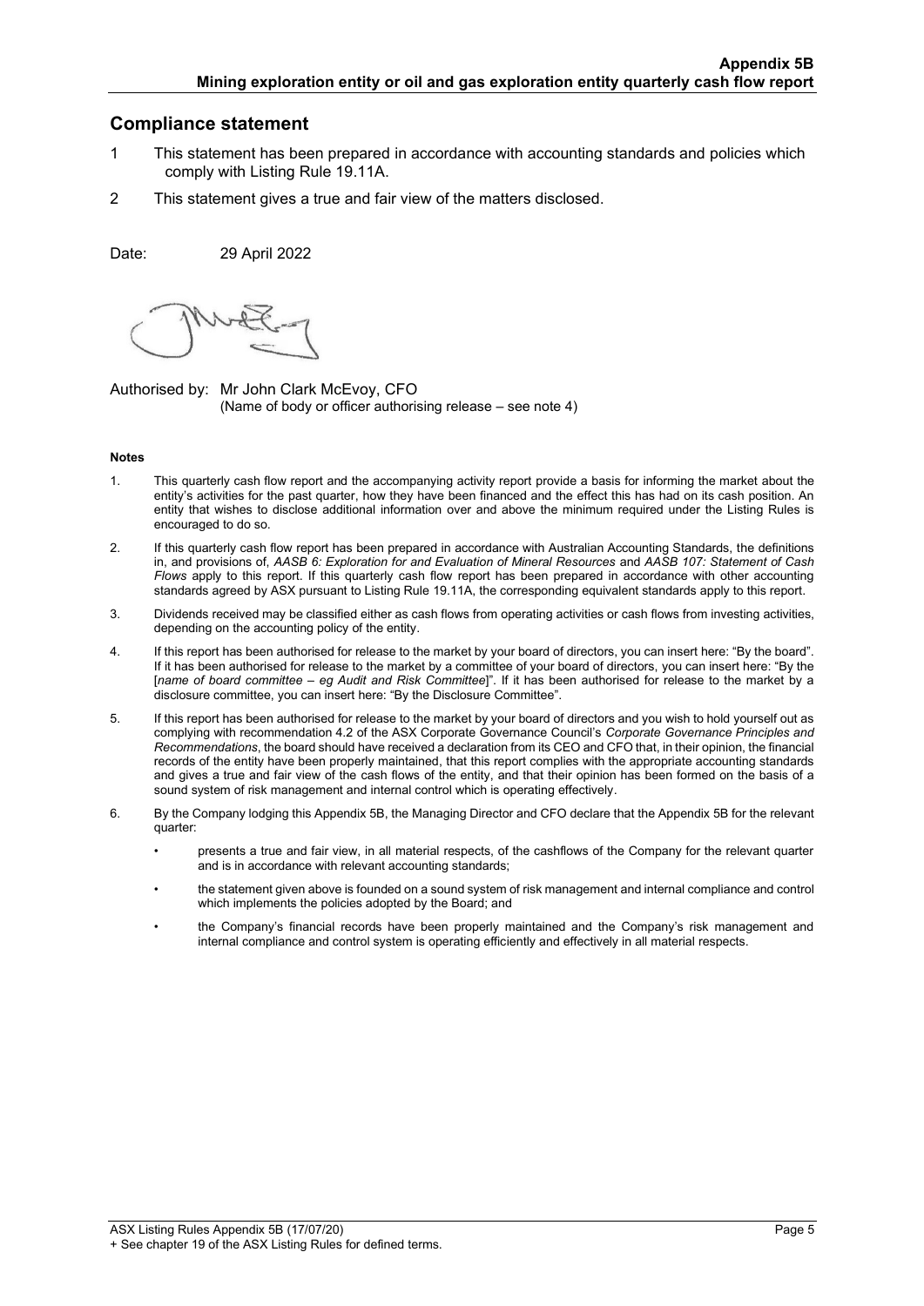## Compliance statement

1. This statement has been prepared in accordance with accounting standards and policies which comply with Listing Rule 19.11A.
2. This statement gives a true and fair view of the matters disclosed.

Date: 29 April 2022

Authorised by: Mr John Clark McEvoy, CFO
(Name of body or officer authorising release – see note 4)

#### Notes

1. This quarterly cash flow report and the accompanying activity report provide a basis for informing the market about the entity's activities for the past quarter, how they have been financed and the effect this has had on its cash position. An entity that wishes to disclose additional information over and above the minimum required under the Listing Rules is encouraged to do so.
2. If this quarterly cash flow report has been prepared in accordance with Australian Accounting Standards, the definitions in, and provisions of, *AASB 6: Exploration for and Evaluation of Mineral Resources* and *AASB 107: Statement of Cash Flows* apply to this report. If this quarterly cash flow report has been prepared in accordance with other accounting standards agreed by ASX pursuant to Listing Rule 19.11A, the corresponding equivalent standards apply to this report.
3. Dividends received may be classified either as cash flows from operating activities or cash flows from investing activities, depending on the accounting policy of the entity.
4. If this report has been authorised for release to the market by your board of directors, you can insert here: "By the board". If it has been authorised for release to the market by a committee of your board of directors, you can insert here: "By the [*name of board committee – eg Audit and Risk Committee*]". If it has been authorised for release to the market by a disclosure committee, you can insert here: "By the Disclosure Committee".
5. If this report has been authorised for release to the market by your board of directors and you wish to hold yourself out as complying with recommendation 4.2 of the ASX Corporate Governance Council's *Corporate Governance Principles and Recommendations*, the board should have received a declaration from its CEO and CFO that, in their opinion, the financial records of the entity have been properly maintained, that this report complies with the appropriate accounting standards and gives a true and fair view of the cash flows of the entity, and that their opinion has been formed on the basis of a sound system of risk management and internal control which is operating effectively.
6. By the Company lodging this Appendix 5B, the Managing Director and CFO declare that the Appendix 5B for the relevant quarter:
   - presents a true and fair view, in all material respects, of the cashflows of the Company for the relevant quarter and is in accordance with relevant accounting standards;
   - the statement given above is founded on a sound system of risk management and internal compliance and control which implements the policies adopted by the Board; and
   - the Company's financial records have been properly maintained and the Company's risk management and internal compliance and control system is operating efficiently and effectively in all material respects.